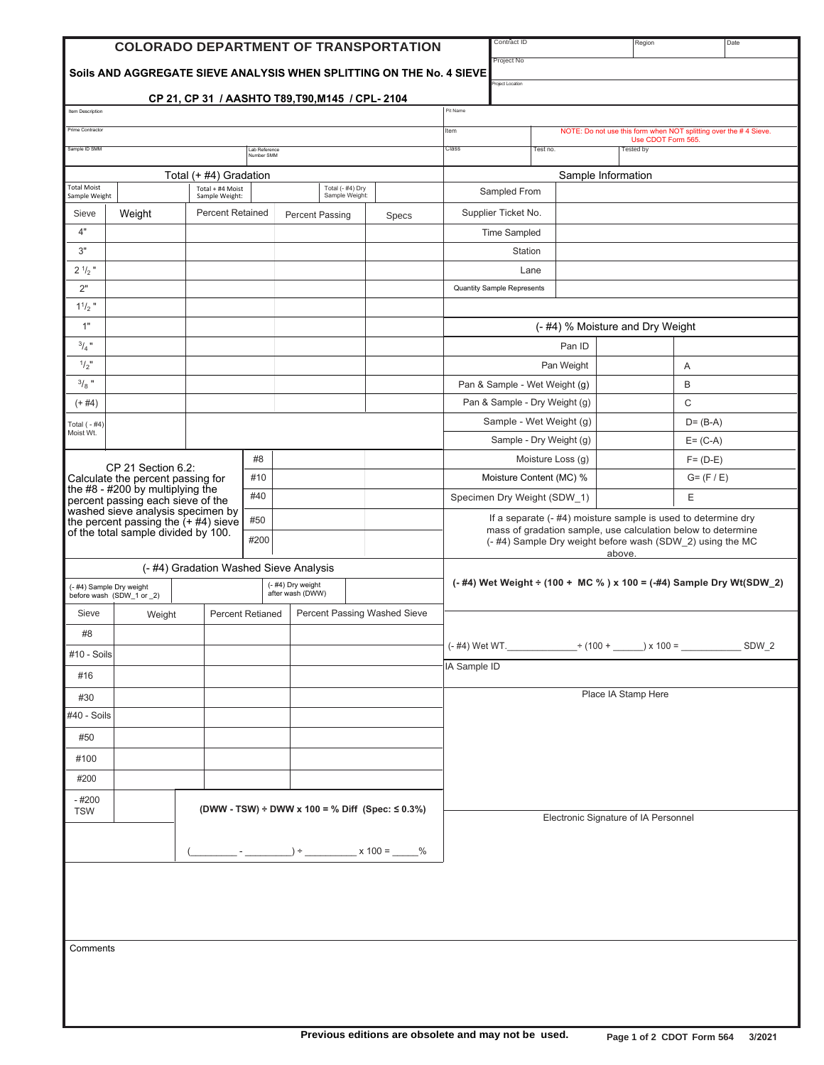# COLORADO DEPARTMENT OF TRANSPORTATION

## Soils AND AGGREGATE SIEVE ANALYSIS WHEN SPLITTING ON THE No. 4 SIEVE

### CP 21, CP 31 / AASHTO T89,T90,M145 / CPL- 2104

| Contract ID | Region | Date |
|---|---|---|
| Project No | | |
| Project Location | | |

| Item Description | Pit Name | |
|---|---|---|
| Prime Contractor | Item | NOTE: Do not use this form when NOT splitting over the # 4 Sieve. Use CDOT Form 565. |
| Sample ID SMM / Lab Reference Number SMM | Class / Test no. | Tested by |

## Total (+ #4) Gradation

| Total Moist Sample Weight | | Total + #4 Moist Sample Weight: | | Total (- #4) Dry Sample Weight: | |
|---|---|---|---|---|---|

| Sieve | Weight | Percent Retained | Percent Passing | Specs |
|---|---|---|---|---|
| 4" | | | | |
| 3" | | | | |
| 2 1/2 " | | | | |
| 2" | | | | |
| 1 1/2 " | | | | |
| 1" | | | | |
| 3/4 " | | | | |
| 1/2" | | | | |
| 3/8 " | | | | |
| (+ #4) | | | | |
| Total ( - #4) Moist Wt. | | | | |

CP 21 Section 6.2: Calculate the percent passing for the #8 - #200 by multiplying the percent passing each sieve of the washed sieve analysis specimen by the percent passing the (+ #4) sieve of the total sample divided by 100.

| Sieve | | |
|---|---|---|
| #8 | | |
| #10 | | |
| #40 | | |
| #50 | | |
| #200 | | |

## Sample Information

| | |
|---|---|
| Sampled From | |
| Supplier Ticket No. | |
| Time Sampled | |
| Station | |
| Lane | |
| Quantity Sample Represents | |

## (- #4) % Moisture and Dry Weight

| | | |
|---|---|---|
| Pan ID | | |
| Pan Weight | | A |
| Pan & Sample - Wet Weight (g) | | B |
| Pan & Sample - Dry Weight (g) | | C |
| Sample - Wet Weight (g) | | D= (B-A) |
| Sample - Dry Weight (g) | | E= (C-A) |
| Moisture Loss (g) | | F= (D-E) |
| Moisture Content (MC) % | | G= (F / E) |
| Specimen Dry Weight (SDW_1) | | E |

If a separate (- #4) moisture sample is used to determine dry mass of gradation sample, use calculation below to determine (- #4) Sample Dry weight before wash (SDW_2) using the MC above.

**(- #4) Wet Weight ÷ (100 + MC % ) x 100 = (-#4) Sample Dry Wt(SDW_2)**

(- #4) Wet WT.______________ ÷ (100 + ______) x 100 = ____________ SDW_2

IA Sample ID

Place IA Stamp Here

Electronic Signature of IA Personnel

## (- #4) Gradation Washed Sieve Analysis

| (- #4) Sample Dry weight before wash (SDW_1 or _2) | | (- #4) Dry weight after wash (DWW) | |
|---|---|---|---|

| Sieve | Weight | Percent Retianed | Percent Passing Washed Sieve |
|---|---|---|---|
| #8 | | | |
| #10 - Soils | | | |
| #16 | | | |
| #30 | | | |
| #40 - Soils | | | |
| #50 | | | |
| #100 | | | |
| #200 | | | |
| - #200 TSW | | | |

**(DWW - TSW) ÷ DWW x 100 = % Diff (Spec: ≤ 0.3%)**

(_________ - _________) ÷ __________ x 100 = _____%

Comments

Previous editions are obsolete and may not be used.

CDOT Form 564 3/2021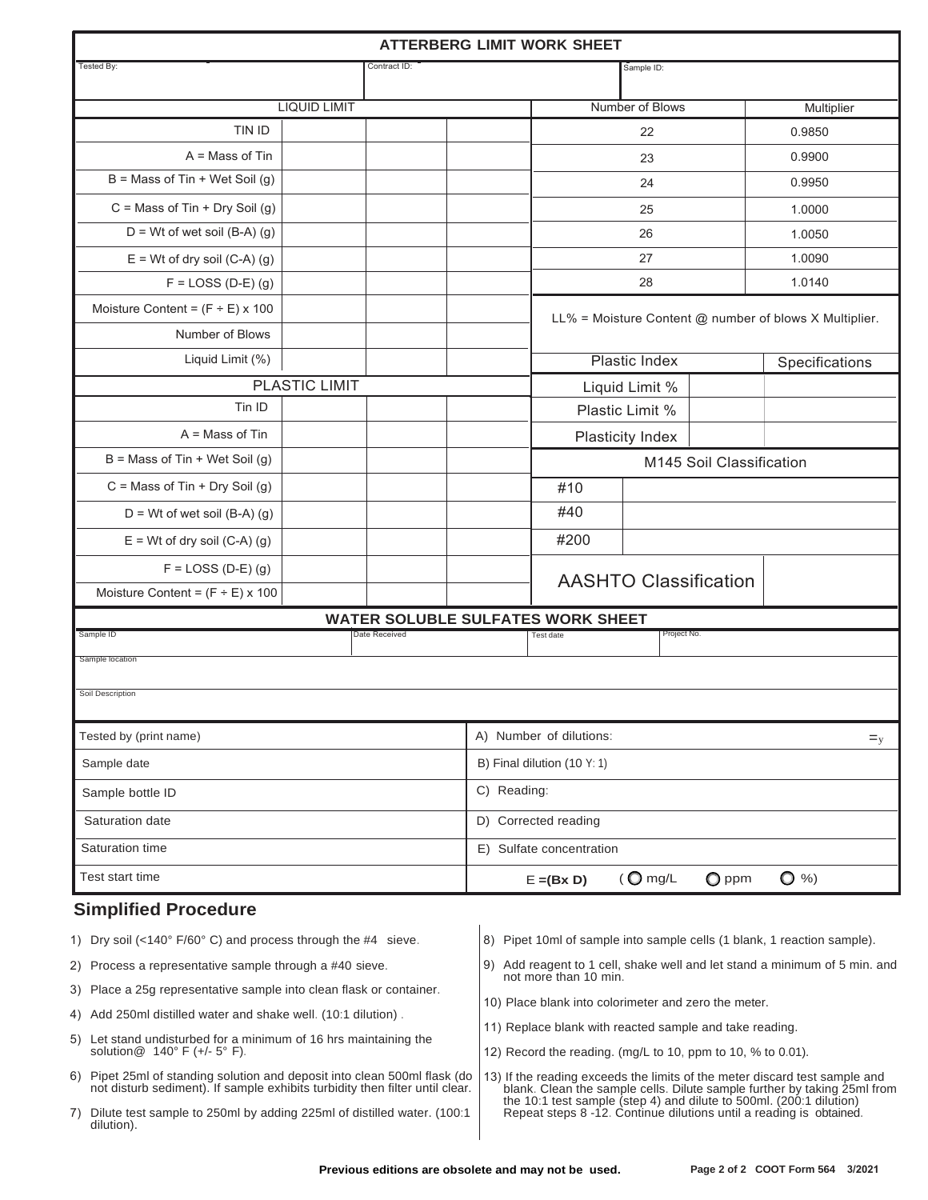## ATTERBERG LIMIT WORK SHEET

| Tested By: | Contract ID: | Sample ID: |
|---|---|---|
| | | |

| LIQUID LIMIT | | | |
|---|---|---|---|
| TIN ID | | | |
| A = Mass of Tin | | | |
| B = Mass of Tin + Wet Soil (g) | | | |
| C = Mass of Tin + Dry Soil (g) | | | |
| D = Wt of wet soil (B-A) (g) | | | |
| E = Wt of dry soil (C-A) (g) | | | |
| F = LOSS (D-E) (g) | | | |
| Moisture Content = (F ÷ E) x 100 | | | |
| Number of Blows | | | |
| Liquid Limit (%) | | | |

| Number of Blows | Multiplier |
|---|---|
| 22 | 0.9850 |
| 23 | 0.9900 |
| 24 | 0.9950 |
| 25 | 1.0000 |
| 26 | 1.0050 |
| 27 | 1.0090 |
| 28 | 1.0140 |

LL% = Moisture Content @ number of blows X Multiplier.

| PLASTIC LIMIT | | | |
|---|---|---|---|
| Tin ID | | | |
| A = Mass of Tin | | | |
| B = Mass of Tin + Wet Soil (g) | | | |
| C = Mass of Tin + Dry Soil (g) | | | |
| D = Wt of wet soil (B-A) (g) | | | |
| E = Wt of dry soil (C-A) (g) | | | |
| F = LOSS (D-E) (g) | | | |
| Moisture Content = (F ÷ E) x 100 | | | |

| Plastic Index | | Specifications |
|---|---|---|
| Liquid Limit % | | |
| Plastic Limit % | | |
| Plasticity Index | | |

| M145 Soil Classification | |
|---|---|
| #10 | |
| #40 | |
| #200 | |
| AASHTO Classification | |

## WATER SOLUBLE SULFATES WORK SHEET

| Sample ID | Date Received | Test date | Project No. |
|---|---|---|---|
| | | | |

Sample location

Soil Description

| | |
|---|---|
| Tested by (print name) | A) Number of dilutions: =y |
| Sample date | B) Final dilution (10 Y: 1) |
| Sample bottle ID | C) Reading: |
| Saturation date | D) Corrected reading |
| Saturation time | E) Sulfate concentration |
| Test start time | **E =(Bx D)** ( ○ mg/L ○ ppm ○ %) |

## Simplified Procedure

1) Dry soil (<140° F/60° C) and process through the #4 sieve.
2) Process a representative sample through a #40 sieve.
3) Place a 25g representative sample into clean flask or container.
4) Add 250ml distilled water and shake well. (10:1 dilution) .
5) Let stand undisturbed for a minimum of 16 hrs maintaining the solution@ 140° F (+/- 5° F).
6) Pipet 25ml of standing solution and deposit into clean 500ml flask (do not disturb sediment). If sample exhibits turbidity then filter until clear.
7) Dilute test sample to 250ml by adding 225ml of distilled water. (100:1 dilution).
8) Pipet 10ml of sample into sample cells (1 blank, 1 reaction sample).
9) Add reagent to 1 cell, shake well and let stand a minimum of 5 min. and not more than 10 min.
10) Place blank into colorimeter and zero the meter.
11) Replace blank with reacted sample and take reading.
12) Record the reading. (mg/L to 10, ppm to 10, % to 0.01).
13) If the reading exceeds the limits of the meter discard test sample and blank. Clean the sample cells. Dilute sample further by taking 25ml from the 10:1 test sample (step 4) and dilute to 500ml. (200:1 dilution) Repeat steps 8 -12. Continue dilutions until a reading is obtained.

**Previous editions are obsolete and may not be used.** COOT Form 564 3/2021